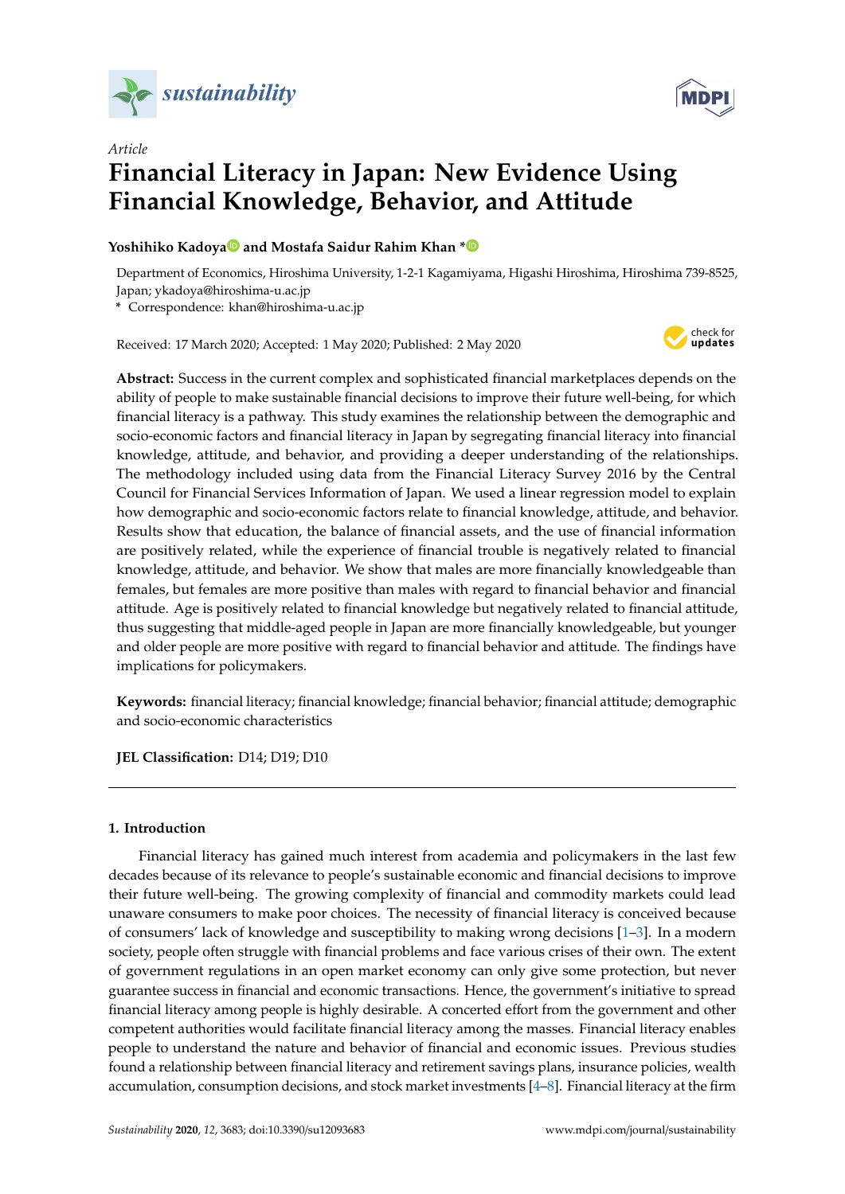*sustainability*

*Article*

# Financial Literacy in Japan: New Evidence Using Financial Knowledge, Behavior, and Attitude

**Yoshihiko Kadoya and Mostafa Saidur Rahim Khan ***

Department of Economics, Hiroshima University, 1-2-1 Kagamiyama, Higashi Hiroshima, Hiroshima 739-8525, Japan; ykadoya@hiroshima-u.ac.jp

* Correspondence: khan@hiroshima-u.ac.jp

Received: 17 March 2020; Accepted: 1 May 2020; Published: 2 May 2020

**Abstract:** Success in the current complex and sophisticated financial marketplaces depends on the ability of people to make sustainable financial decisions to improve their future well-being, for which financial literacy is a pathway. This study examines the relationship between the demographic and socio-economic factors and financial literacy in Japan by segregating financial literacy into financial knowledge, attitude, and behavior, and providing a deeper understanding of the relationships. The methodology included using data from the Financial Literacy Survey 2016 by the Central Council for Financial Services Information of Japan. We used a linear regression model to explain how demographic and socio-economic factors relate to financial knowledge, attitude, and behavior. Results show that education, the balance of financial assets, and the use of financial information are positively related, while the experience of financial trouble is negatively related to financial knowledge, attitude, and behavior. We show that males are more financially knowledgeable than females, but females are more positive than males with regard to financial behavior and financial attitude. Age is positively related to financial knowledge but negatively related to financial attitude, thus suggesting that middle-aged people in Japan are more financially knowledgeable, but younger and older people are more positive with regard to financial behavior and attitude. The findings have implications for policymakers.

**Keywords:** financial literacy; financial knowledge; financial behavior; financial attitude; demographic and socio-economic characteristics

**JEL Classification:** D14; D19; D10

## 1. Introduction

Financial literacy has gained much interest from academia and policymakers in the last few decades because of its relevance to people's sustainable economic and financial decisions to improve their future well-being. The growing complexity of financial and commodity markets could lead unaware consumers to make poor choices. The necessity of financial literacy is conceived because of consumers' lack of knowledge and susceptibility to making wrong decisions [1–3]. In a modern society, people often struggle with financial problems and face various crises of their own. The extent of government regulations in an open market economy can only give some protection, but never guarantee success in financial and economic transactions. Hence, the government's initiative to spread financial literacy among people is highly desirable. A concerted effort from the government and other competent authorities would facilitate financial literacy among the masses. Financial literacy enables people to understand the nature and behavior of financial and economic issues. Previous studies found a relationship between financial literacy and retirement savings plans, insurance policies, wealth accumulation, consumption decisions, and stock market investments [4–8]. Financial literacy at the firm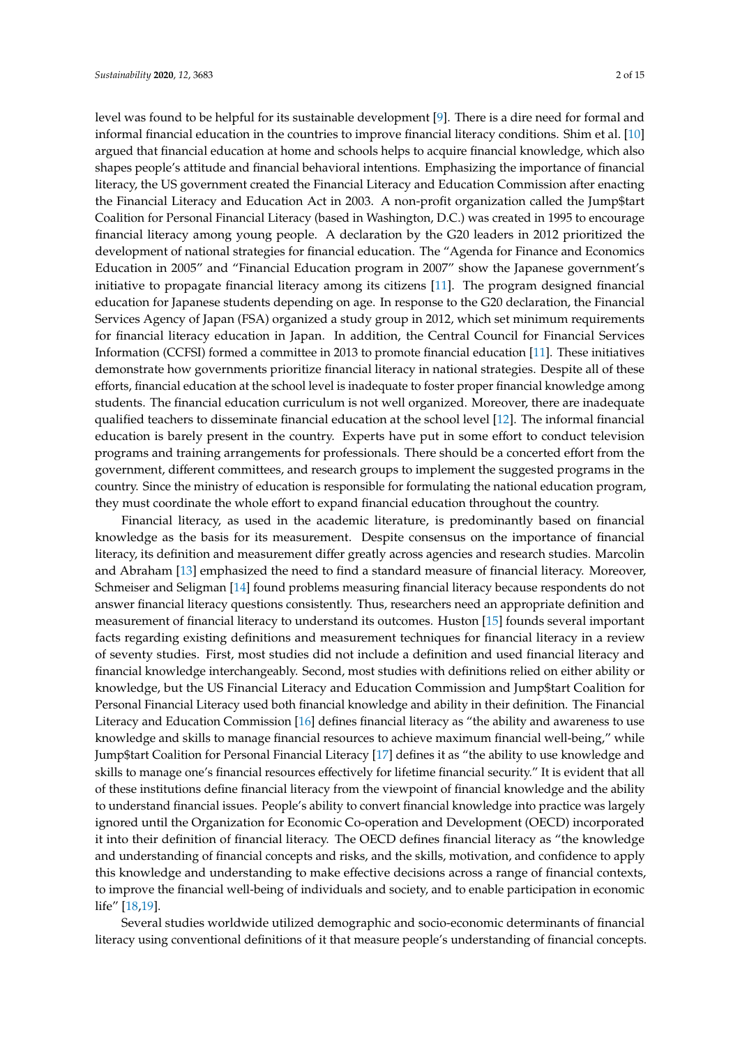level was found to be helpful for its sustainable development [9]. There is a dire need for formal and informal financial education in the countries to improve financial literacy conditions. Shim et al. [10] argued that financial education at home and schools helps to acquire financial knowledge, which also shapes people's attitude and financial behavioral intentions. Emphasizing the importance of financial literacy, the US government created the Financial Literacy and Education Commission after enacting the Financial Literacy and Education Act in 2003. A non-profit organization called the Jump$tart Coalition for Personal Financial Literacy (based in Washington, D.C.) was created in 1995 to encourage financial literacy among young people. A declaration by the G20 leaders in 2012 prioritized the development of national strategies for financial education. The "Agenda for Finance and Economics Education in 2005" and "Financial Education program in 2007" show the Japanese government's initiative to propagate financial literacy among its citizens [11]. The program designed financial education for Japanese students depending on age. In response to the G20 declaration, the Financial Services Agency of Japan (FSA) organized a study group in 2012, which set minimum requirements for financial literacy education in Japan. In addition, the Central Council for Financial Services Information (CCFSI) formed a committee in 2013 to promote financial education [11]. These initiatives demonstrate how governments prioritize financial literacy in national strategies. Despite all of these efforts, financial education at the school level is inadequate to foster proper financial knowledge among students. The financial education curriculum is not well organized. Moreover, there are inadequate qualified teachers to disseminate financial education at the school level [12]. The informal financial education is barely present in the country. Experts have put in some effort to conduct television programs and training arrangements for professionals. There should be a concerted effort from the government, different committees, and research groups to implement the suggested programs in the country. Since the ministry of education is responsible for formulating the national education program, they must coordinate the whole effort to expand financial education throughout the country.

Financial literacy, as used in the academic literature, is predominantly based on financial knowledge as the basis for its measurement. Despite consensus on the importance of financial literacy, its definition and measurement differ greatly across agencies and research studies. Marcolin and Abraham [13] emphasized the need to find a standard measure of financial literacy. Moreover, Schmeiser and Seligman [14] found problems measuring financial literacy because respondents do not answer financial literacy questions consistently. Thus, researchers need an appropriate definition and measurement of financial literacy to understand its outcomes. Huston [15] founds several important facts regarding existing definitions and measurement techniques for financial literacy in a review of seventy studies. First, most studies did not include a definition and used financial literacy and financial knowledge interchangeably. Second, most studies with definitions relied on either ability or knowledge, but the US Financial Literacy and Education Commission and Jump$tart Coalition for Personal Financial Literacy used both financial knowledge and ability in their definition. The Financial Literacy and Education Commission [16] defines financial literacy as "the ability and awareness to use knowledge and skills to manage financial resources to achieve maximum financial well-being," while Jump$tart Coalition for Personal Financial Literacy [17] defines it as "the ability to use knowledge and skills to manage one's financial resources effectively for lifetime financial security." It is evident that all of these institutions define financial literacy from the viewpoint of financial knowledge and the ability to understand financial issues. People's ability to convert financial knowledge into practice was largely ignored until the Organization for Economic Co-operation and Development (OECD) incorporated it into their definition of financial literacy. The OECD defines financial literacy as "the knowledge and understanding of financial concepts and risks, and the skills, motivation, and confidence to apply this knowledge and understanding to make effective decisions across a range of financial contexts, to improve the financial well-being of individuals and society, and to enable participation in economic life" [18,19].

Several studies worldwide utilized demographic and socio-economic determinants of financial literacy using conventional definitions of it that measure people's understanding of financial concepts.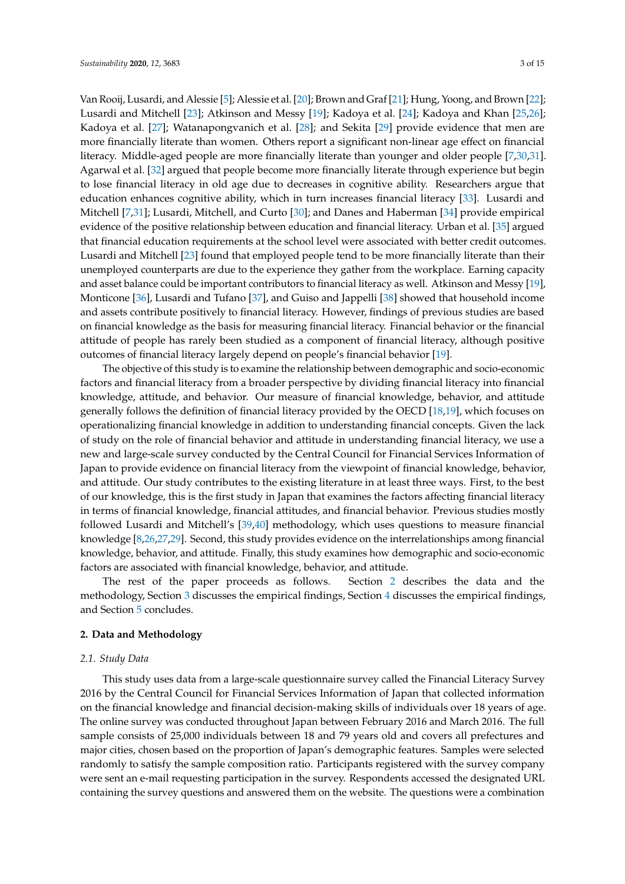Van Rooij, Lusardi, and Alessie [5]; Alessie et al. [20]; Brown and Graf [21]; Hung, Yoong, and Brown [22]; Lusardi and Mitchell [23]; Atkinson and Messy [19]; Kadoya et al. [24]; Kadoya and Khan [25,26]; Kadoya et al. [27]; Watanapongvanich et al. [28]; and Sekita [29] provide evidence that men are more financially literate than women. Others report a significant non-linear age effect on financial literacy. Middle-aged people are more financially literate than younger and older people [7,30,31]. Agarwal et al. [32] argued that people become more financially literate through experience but begin to lose financial literacy in old age due to decreases in cognitive ability. Researchers argue that education enhances cognitive ability, which in turn increases financial literacy [33]. Lusardi and Mitchell [7,31]; Lusardi, Mitchell, and Curto [30]; and Danes and Haberman [34] provide empirical evidence of the positive relationship between education and financial literacy. Urban et al. [35] argued that financial education requirements at the school level were associated with better credit outcomes. Lusardi and Mitchell [23] found that employed people tend to be more financially literate than their unemployed counterparts are due to the experience they gather from the workplace. Earning capacity and asset balance could be important contributors to financial literacy as well. Atkinson and Messy [19], Monticone [36], Lusardi and Tufano [37], and Guiso and Jappelli [38] showed that household income and assets contribute positively to financial literacy. However, findings of previous studies are based on financial knowledge as the basis for measuring financial literacy. Financial behavior or the financial attitude of people has rarely been studied as a component of financial literacy, although positive outcomes of financial literacy largely depend on people's financial behavior [19].

The objective of this study is to examine the relationship between demographic and socio-economic factors and financial literacy from a broader perspective by dividing financial literacy into financial knowledge, attitude, and behavior. Our measure of financial knowledge, behavior, and attitude generally follows the definition of financial literacy provided by the OECD [18,19], which focuses on operationalizing financial knowledge in addition to understanding financial concepts. Given the lack of study on the role of financial behavior and attitude in understanding financial literacy, we use a new and large-scale survey conducted by the Central Council for Financial Services Information of Japan to provide evidence on financial literacy from the viewpoint of financial knowledge, behavior, and attitude. Our study contributes to the existing literature in at least three ways. First, to the best of our knowledge, this is the first study in Japan that examines the factors affecting financial literacy in terms of financial knowledge, financial attitudes, and financial behavior. Previous studies mostly followed Lusardi and Mitchell's [39,40] methodology, which uses questions to measure financial knowledge [8,26,27,29]. Second, this study provides evidence on the interrelationships among financial knowledge, behavior, and attitude. Finally, this study examines how demographic and socio-economic factors are associated with financial knowledge, behavior, and attitude.

The rest of the paper proceeds as follows. Section 2 describes the data and the methodology, Section 3 discusses the empirical findings, Section 4 discusses the empirical findings, and Section 5 concludes.

## 2. Data and Methodology

### *2.1. Study Data*

This study uses data from a large-scale questionnaire survey called the Financial Literacy Survey 2016 by the Central Council for Financial Services Information of Japan that collected information on the financial knowledge and financial decision-making skills of individuals over 18 years of age. The online survey was conducted throughout Japan between February 2016 and March 2016. The full sample consists of 25,000 individuals between 18 and 79 years old and covers all prefectures and major cities, chosen based on the proportion of Japan's demographic features. Samples were selected randomly to satisfy the sample composition ratio. Participants registered with the survey company were sent an e-mail requesting participation in the survey. Respondents accessed the designated URL containing the survey questions and answered them on the website. The questions were a combination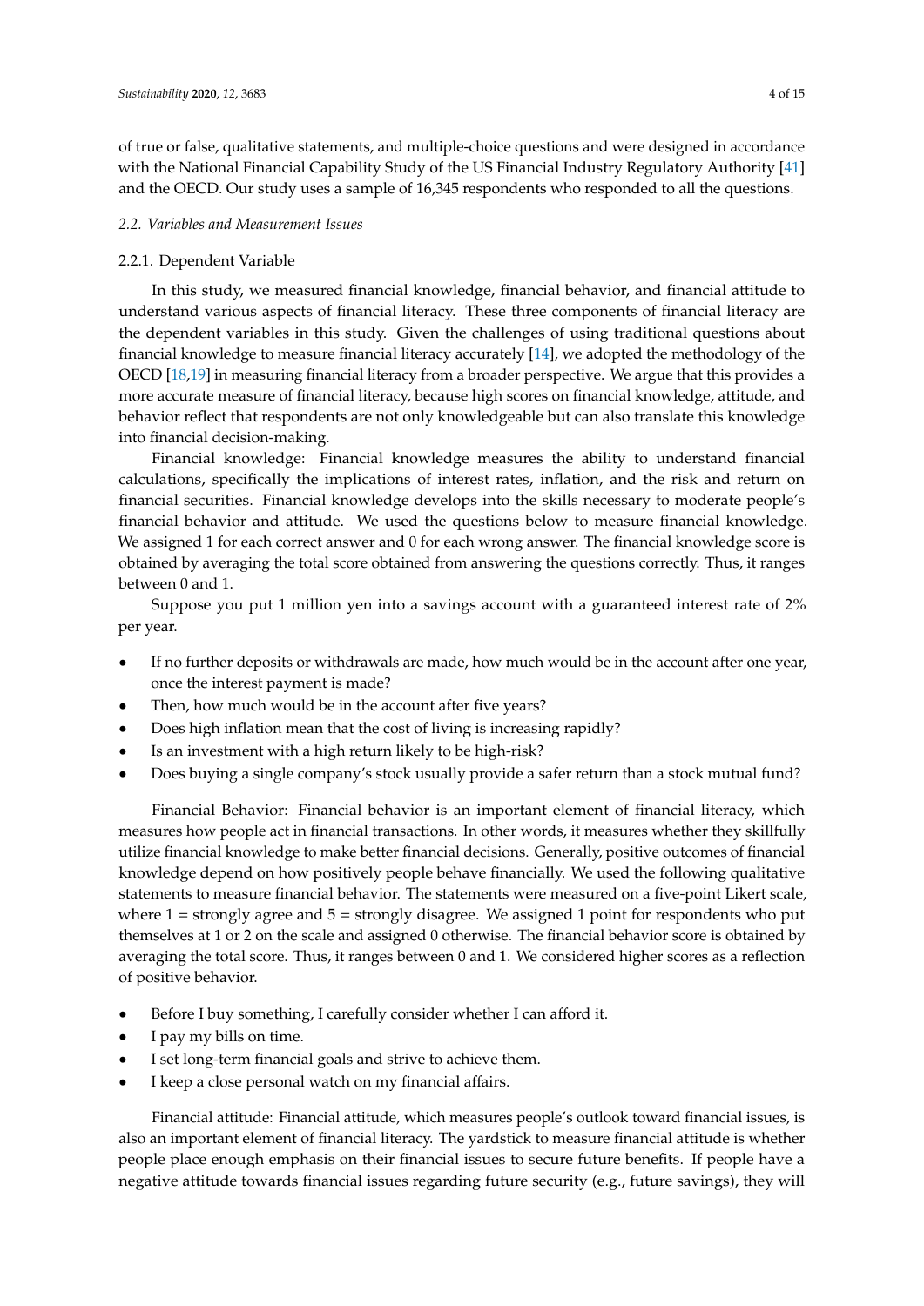of true or false, qualitative statements, and multiple-choice questions and were designed in accordance with the National Financial Capability Study of the US Financial Industry Regulatory Authority [41] and the OECD. Our study uses a sample of 16,345 respondents who responded to all the questions.

### *2.2. Variables and Measurement Issues*

#### 2.2.1. Dependent Variable

In this study, we measured financial knowledge, financial behavior, and financial attitude to understand various aspects of financial literacy. These three components of financial literacy are the dependent variables in this study. Given the challenges of using traditional questions about financial knowledge to measure financial literacy accurately [14], we adopted the methodology of the OECD [18,19] in measuring financial literacy from a broader perspective. We argue that this provides a more accurate measure of financial literacy, because high scores on financial knowledge, attitude, and behavior reflect that respondents are not only knowledgeable but can also translate this knowledge into financial decision-making.

Financial knowledge: Financial knowledge measures the ability to understand financial calculations, specifically the implications of interest rates, inflation, and the risk and return on financial securities. Financial knowledge develops into the skills necessary to moderate people's financial behavior and attitude. We used the questions below to measure financial knowledge. We assigned 1 for each correct answer and 0 for each wrong answer. The financial knowledge score is obtained by averaging the total score obtained from answering the questions correctly. Thus, it ranges between 0 and 1.

Suppose you put 1 million yen into a savings account with a guaranteed interest rate of 2% per year.

- If no further deposits or withdrawals are made, how much would be in the account after one year, once the interest payment is made?
- Then, how much would be in the account after five years?
- Does high inflation mean that the cost of living is increasing rapidly?
- Is an investment with a high return likely to be high-risk?
- Does buying a single company's stock usually provide a safer return than a stock mutual fund?

Financial Behavior: Financial behavior is an important element of financial literacy, which measures how people act in financial transactions. In other words, it measures whether they skillfully utilize financial knowledge to make better financial decisions. Generally, positive outcomes of financial knowledge depend on how positively people behave financially. We used the following qualitative statements to measure financial behavior. The statements were measured on a five-point Likert scale, where 1 = strongly agree and 5 = strongly disagree. We assigned 1 point for respondents who put themselves at 1 or 2 on the scale and assigned 0 otherwise. The financial behavior score is obtained by averaging the total score. Thus, it ranges between 0 and 1. We considered higher scores as a reflection of positive behavior.

- Before I buy something, I carefully consider whether I can afford it.
- I pay my bills on time.
- I set long-term financial goals and strive to achieve them.
- I keep a close personal watch on my financial affairs.

Financial attitude: Financial attitude, which measures people's outlook toward financial issues, is also an important element of financial literacy. The yardstick to measure financial attitude is whether people place enough emphasis on their financial issues to secure future benefits. If people have a negative attitude towards financial issues regarding future security (e.g., future savings), they will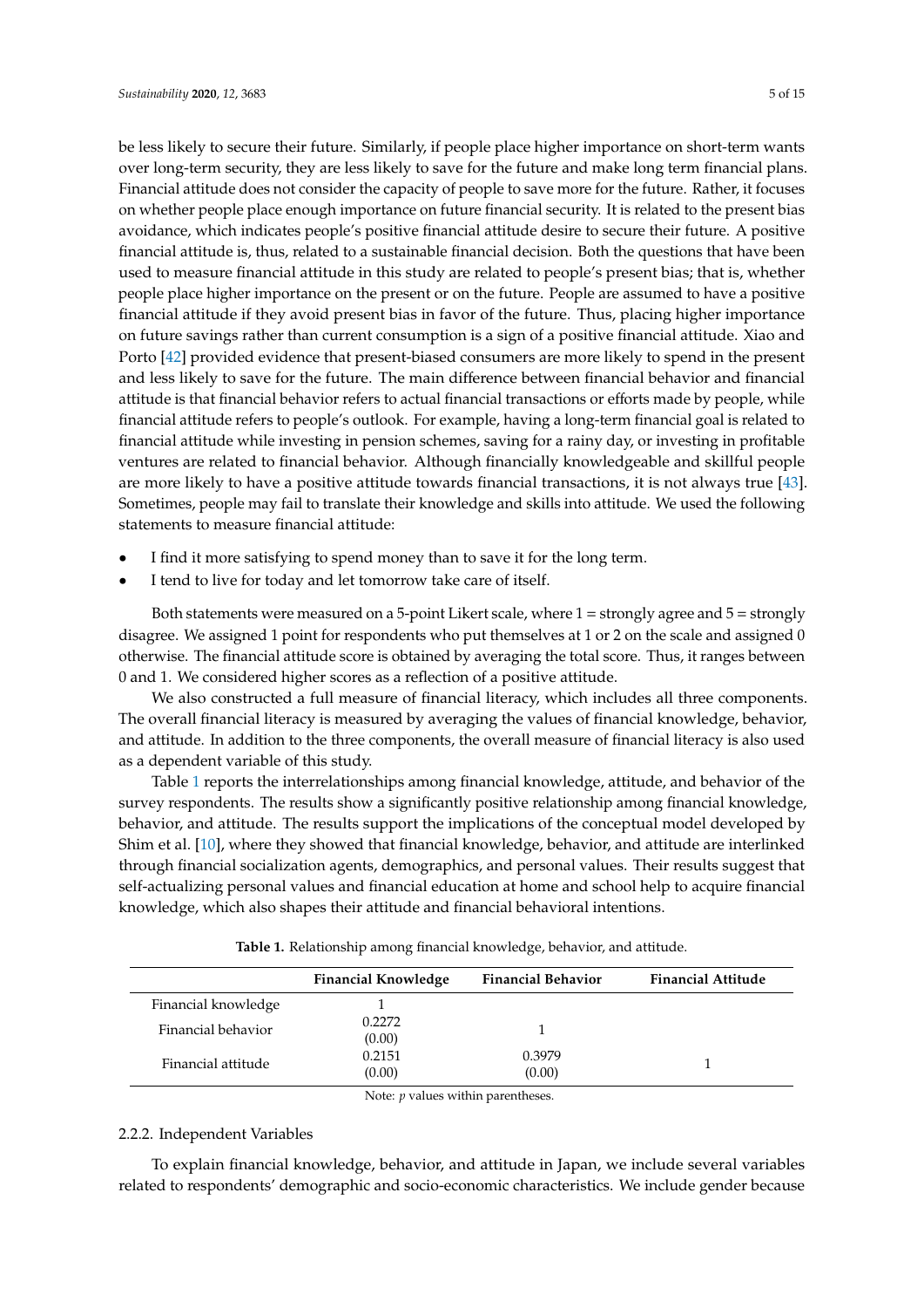be less likely to secure their future. Similarly, if people place higher importance on short-term wants over long-term security, they are less likely to save for the future and make long term financial plans. Financial attitude does not consider the capacity of people to save more for the future. Rather, it focuses on whether people place enough importance on future financial security. It is related to the present bias avoidance, which indicates people's positive financial attitude desire to secure their future. A positive financial attitude is, thus, related to a sustainable financial decision. Both the questions that have been used to measure financial attitude in this study are related to people's present bias; that is, whether people place higher importance on the present or on the future. People are assumed to have a positive financial attitude if they avoid present bias in favor of the future. Thus, placing higher importance on future savings rather than current consumption is a sign of a positive financial attitude. Xiao and Porto [42] provided evidence that present-biased consumers are more likely to spend in the present and less likely to save for the future. The main difference between financial behavior and financial attitude is that financial behavior refers to actual financial transactions or efforts made by people, while financial attitude refers to people's outlook. For example, having a long-term financial goal is related to financial attitude while investing in pension schemes, saving for a rainy day, or investing in profitable ventures are related to financial behavior. Although financially knowledgeable and skillful people are more likely to have a positive attitude towards financial transactions, it is not always true [43]. Sometimes, people may fail to translate their knowledge and skills into attitude. We used the following statements to measure financial attitude:

- I find it more satisfying to spend money than to save it for the long term.
- I tend to live for today and let tomorrow take care of itself.

Both statements were measured on a 5-point Likert scale, where 1 = strongly agree and 5 = strongly disagree. We assigned 1 point for respondents who put themselves at 1 or 2 on the scale and assigned 0 otherwise. The financial attitude score is obtained by averaging the total score. Thus, it ranges between 0 and 1. We considered higher scores as a reflection of a positive attitude.

We also constructed a full measure of financial literacy, which includes all three components. The overall financial literacy is measured by averaging the values of financial knowledge, behavior, and attitude. In addition to the three components, the overall measure of financial literacy is also used as a dependent variable of this study.

Table 1 reports the interrelationships among financial knowledge, attitude, and behavior of the survey respondents. The results show a significantly positive relationship among financial knowledge, behavior, and attitude. The results support the implications of the conceptual model developed by Shim et al. [10], where they showed that financial knowledge, behavior, and attitude are interlinked through financial socialization agents, demographics, and personal values. Their results suggest that self-actualizing personal values and financial education at home and school help to acquire financial knowledge, which also shapes their attitude and financial behavioral intentions.

**Table 1.** Relationship among financial knowledge, behavior, and attitude.

| | Financial Knowledge | Financial Behavior | Financial Attitude |
|---|---|---|---|
| Financial knowledge | 1 | | |
| Financial behavior | 0.2272 (0.00) | 1 | |
| Financial attitude | 0.2151 (0.00) | 0.3979 (0.00) | 1 |

Note: *p* values within parentheses.

### 2.2.2. Independent Variables

To explain financial knowledge, behavior, and attitude in Japan, we include several variables related to respondents' demographic and socio-economic characteristics. We include gender because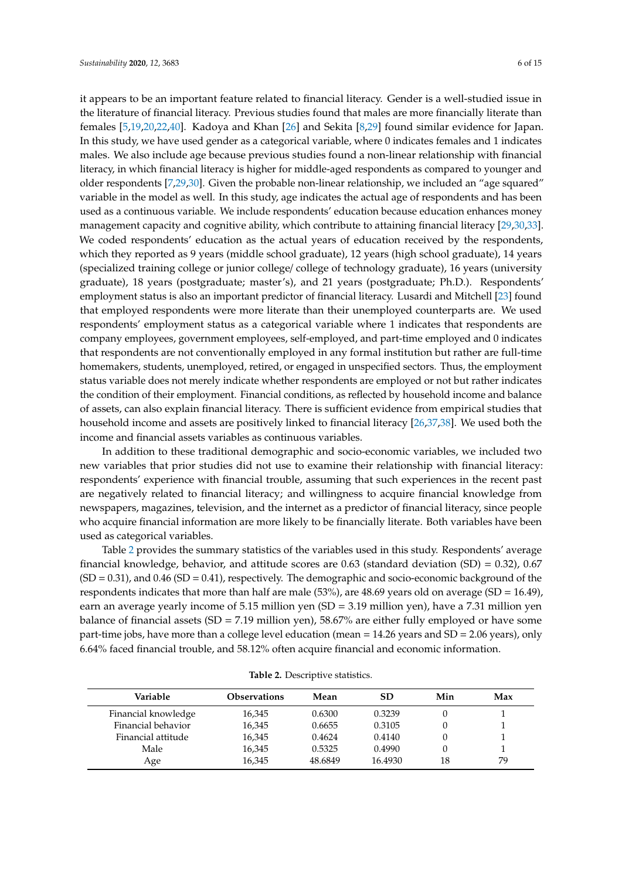it appears to be an important feature related to financial literacy. Gender is a well-studied issue in the literature of financial literacy. Previous studies found that males are more financially literate than females [5,19,20,22,40]. Kadoya and Khan [26] and Sekita [8,29] found similar evidence for Japan. In this study, we have used gender as a categorical variable, where 0 indicates females and 1 indicates males. We also include age because previous studies found a non-linear relationship with financial literacy, in which financial literacy is higher for middle-aged respondents as compared to younger and older respondents [7,29,30]. Given the probable non-linear relationship, we included an "age squared" variable in the model as well. In this study, age indicates the actual age of respondents and has been used as a continuous variable. We include respondents' education because education enhances money management capacity and cognitive ability, which contribute to attaining financial literacy [29,30,33]. We coded respondents' education as the actual years of education received by the respondents, which they reported as 9 years (middle school graduate), 12 years (high school graduate), 14 years (specialized training college or junior college/ college of technology graduate), 16 years (university graduate), 18 years (postgraduate; master's), and 21 years (postgraduate; Ph.D.). Respondents' employment status is also an important predictor of financial literacy. Lusardi and Mitchell [23] found that employed respondents were more literate than their unemployed counterparts are. We used respondents' employment status as a categorical variable where 1 indicates that respondents are company employees, government employees, self-employed, and part-time employed and 0 indicates that respondents are not conventionally employed in any formal institution but rather are full-time homemakers, students, unemployed, retired, or engaged in unspecified sectors. Thus, the employment status variable does not merely indicate whether respondents are employed or not but rather indicates the condition of their employment. Financial conditions, as reflected by household income and balance of assets, can also explain financial literacy. There is sufficient evidence from empirical studies that household income and assets are positively linked to financial literacy [26,37,38]. We used both the income and financial assets variables as continuous variables.

In addition to these traditional demographic and socio-economic variables, we included two new variables that prior studies did not use to examine their relationship with financial literacy: respondents' experience with financial trouble, assuming that such experiences in the recent past are negatively related to financial literacy; and willingness to acquire financial knowledge from newspapers, magazines, television, and the internet as a predictor of financial literacy, since people who acquire financial information are more likely to be financially literate. Both variables have been used as categorical variables.

Table 2 provides the summary statistics of the variables used in this study. Respondents' average financial knowledge, behavior, and attitude scores are 0.63 (standard deviation (SD) = 0.32), 0.67 (SD = 0.31), and 0.46 (SD = 0.41), respectively. The demographic and socio-economic background of the respondents indicates that more than half are male (53%), are 48.69 years old on average (SD = 16.49), earn an average yearly income of 5.15 million yen (SD = 3.19 million yen), have a 7.31 million yen balance of financial assets (SD = 7.19 million yen), 58.67% are either fully employed or have some part-time jobs, have more than a college level education (mean = 14.26 years and SD = 2.06 years), only 6.64% faced financial trouble, and 58.12% often acquire financial and economic information.

**Table 2.** Descriptive statistics.

| Variable | Observations | Mean | SD | Min | Max |
|---|---|---|---|---|---|
| Financial knowledge | 16,345 | 0.6300 | 0.3239 | 0 | 1 |
| Financial behavior | 16,345 | 0.6655 | 0.3105 | 0 | 1 |
| Financial attitude | 16,345 | 0.4624 | 0.4140 | 0 | 1 |
| Male | 16,345 | 0.5325 | 0.4990 | 0 | 1 |
| Age | 16,345 | 48.6849 | 16.4930 | 18 | 79 |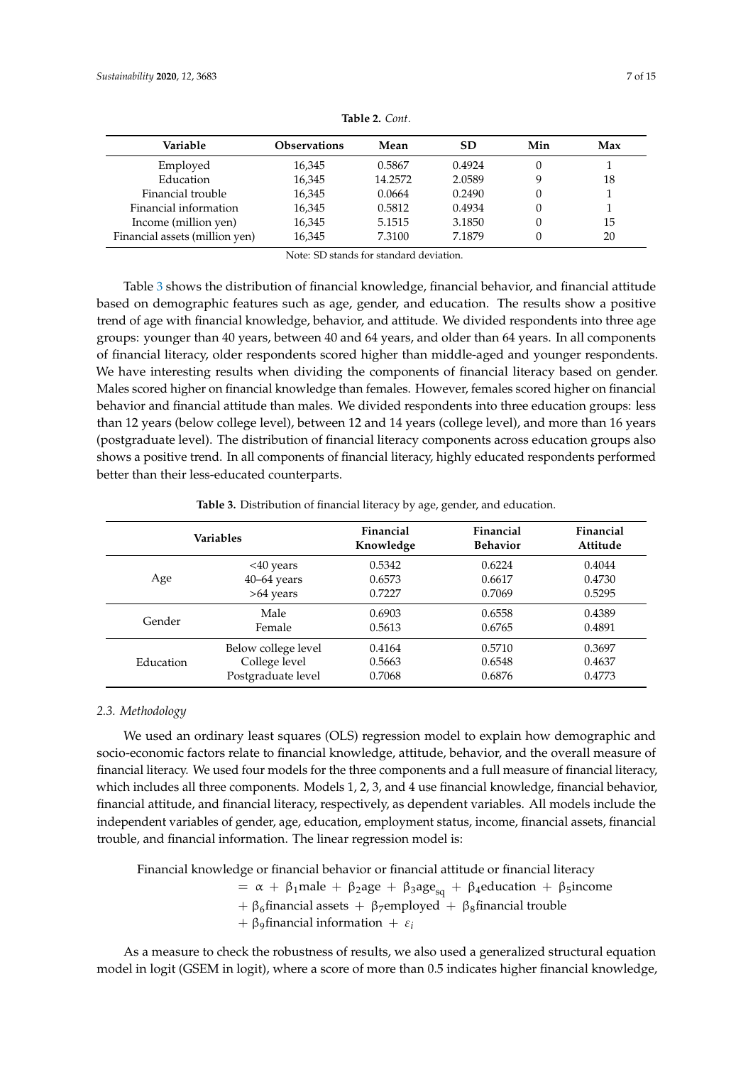**Table 2.** *Cont.*

| Variable | Observations | Mean | SD | Min | Max |
|---|---|---|---|---|---|
| Employed | 16,345 | 0.5867 | 0.4924 | 0 | 1 |
| Education | 16,345 | 14.2572 | 2.0589 | 9 | 18 |
| Financial trouble | 16,345 | 0.0664 | 0.2490 | 0 | 1 |
| Financial information | 16,345 | 0.5812 | 0.4934 | 0 | 1 |
| Income (million yen) | 16,345 | 5.1515 | 3.1850 | 0 | 15 |
| Financial assets (million yen) | 16,345 | 7.3100 | 7.1879 | 0 | 20 |

Note: SD stands for standard deviation.

Table 3 shows the distribution of financial knowledge, financial behavior, and financial attitude based on demographic features such as age, gender, and education. The results show a positive trend of age with financial knowledge, behavior, and attitude. We divided respondents into three age groups: younger than 40 years, between 40 and 64 years, and older than 64 years. In all components of financial literacy, older respondents scored higher than middle-aged and younger respondents. We have interesting results when dividing the components of financial literacy based on gender. Males scored higher on financial knowledge than females. However, females scored higher on financial behavior and financial attitude than males. We divided respondents into three education groups: less than 12 years (below college level), between 12 and 14 years (college level), and more than 16 years (postgraduate level). The distribution of financial literacy components across education groups also shows a positive trend. In all components of financial literacy, highly educated respondents performed better than their less-educated counterparts.

**Table 3.** Distribution of financial literacy by age, gender, and education.

| Variables | | Financial Knowledge | Financial Behavior | Financial Attitude |
|---|---|---|---|---|
| Age | <40 years | 0.5342 | 0.6224 | 0.4044 |
| | 40–64 years | 0.6573 | 0.6617 | 0.4730 |
| | >64 years | 0.7227 | 0.7069 | 0.5295 |
| Gender | Male | 0.6903 | 0.6558 | 0.4389 |
| | Female | 0.5613 | 0.6765 | 0.4891 |
| Education | Below college level | 0.4164 | 0.5710 | 0.3697 |
| | College level | 0.5663 | 0.6548 | 0.4637 |
| | Postgraduate level | 0.7068 | 0.6876 | 0.4773 |

### 2.3. Methodology

We used an ordinary least squares (OLS) regression model to explain how demographic and socio-economic factors relate to financial knowledge, attitude, behavior, and the overall measure of financial literacy. We used four models for the three components and a full measure of financial literacy, which includes all three components. Models 1, 2, 3, and 4 use financial knowledge, financial behavior, financial attitude, and financial literacy, respectively, as dependent variables. All models include the independent variables of gender, age, education, employment status, income, financial assets, financial trouble, and financial information. The linear regression model is:

$$\begin{aligned}
&\text{Financial knowledge or financial behavior or financial attitude or financial literacy} \\
&\quad = \alpha + \beta_1 \text{male} + \beta_2 \text{age} + \beta_3 \text{age}_{sq} + \beta_4 \text{education} + \beta_5 \text{income} \\
&\quad + \beta_6 \text{financial assets} + \beta_7 \text{employed} + \beta_8 \text{financial trouble} \\
&\quad + \beta_9 \text{financial information} + \varepsilon_i
\end{aligned}$$

As a measure to check the robustness of results, we also used a generalized structural equation model in logit (GSEM in logit), where a score of more than 0.5 indicates higher financial knowledge,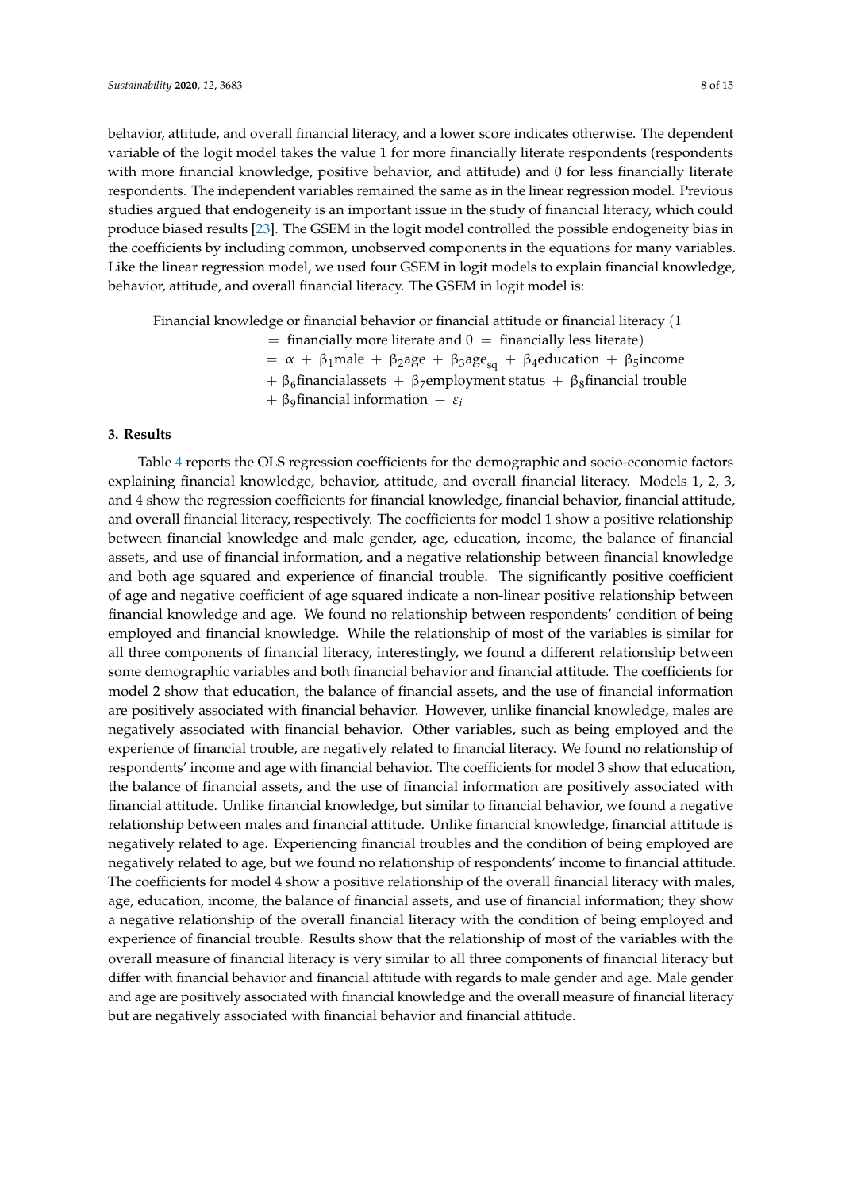behavior, attitude, and overall financial literacy, and a lower score indicates otherwise. The dependent variable of the logit model takes the value 1 for more financially literate respondents (respondents with more financial knowledge, positive behavior, and attitude) and 0 for less financially literate respondents. The independent variables remained the same as in the linear regression model. Previous studies argued that endogeneity is an important issue in the study of financial literacy, which could produce biased results [23]. The GSEM in the logit model controlled the possible endogeneity bias in the coefficients by including common, unobserved components in the equations for many variables. Like the linear regression model, we used four GSEM in logit models to explain financial knowledge, behavior, attitude, and overall financial literacy. The GSEM in logit model is:

$$
\begin{aligned}
&\text{Financial knowledge or financial behavior or financial attitude or financial literacy } (1 \\
&\quad = \text{ financially more literate and } 0 = \text{ financially less literate}) \\
&\quad = \alpha + \beta_1\text{male} + \beta_2\text{age} + \beta_3\text{age}_{\text{sq}} + \beta_4\text{education} + \beta_5\text{income} \\
&\quad + \beta_6\text{financialassets} + \beta_7\text{employment status} + \beta_8\text{financial trouble} \\
&\quad + \beta_9\text{financial information} + \varepsilon_i
\end{aligned}
$$

## 3. Results

Table 4 reports the OLS regression coefficients for the demographic and socio-economic factors explaining financial knowledge, behavior, attitude, and overall financial literacy. Models 1, 2, 3, and 4 show the regression coefficients for financial knowledge, financial behavior, financial attitude, and overall financial literacy, respectively. The coefficients for model 1 show a positive relationship between financial knowledge and male gender, age, education, income, the balance of financial assets, and use of financial information, and a negative relationship between financial knowledge and both age squared and experience of financial trouble. The significantly positive coefficient of age and negative coefficient of age squared indicate a non-linear positive relationship between financial knowledge and age. We found no relationship between respondents' condition of being employed and financial knowledge. While the relationship of most of the variables is similar for all three components of financial literacy, interestingly, we found a different relationship between some demographic variables and both financial behavior and financial attitude. The coefficients for model 2 show that education, the balance of financial assets, and the use of financial information are positively associated with financial behavior. However, unlike financial knowledge, males are negatively associated with financial behavior. Other variables, such as being employed and the experience of financial trouble, are negatively related to financial literacy. We found no relationship of respondents' income and age with financial behavior. The coefficients for model 3 show that education, the balance of financial assets, and the use of financial information are positively associated with financial attitude. Unlike financial knowledge, but similar to financial behavior, we found a negative relationship between males and financial attitude. Unlike financial knowledge, financial attitude is negatively related to age. Experiencing financial troubles and the condition of being employed are negatively related to age, but we found no relationship of respondents' income to financial attitude. The coefficients for model 4 show a positive relationship of the overall financial literacy with males, age, education, income, the balance of financial assets, and use of financial information; they show a negative relationship of the overall financial literacy with the condition of being employed and experience of financial trouble. Results show that the relationship of most of the variables with the overall measure of financial literacy is very similar to all three components of financial literacy but differ with financial behavior and financial attitude with regards to male gender and age. Male gender and age are positively associated with financial knowledge and the overall measure of financial literacy but are negatively associated with financial behavior and financial attitude.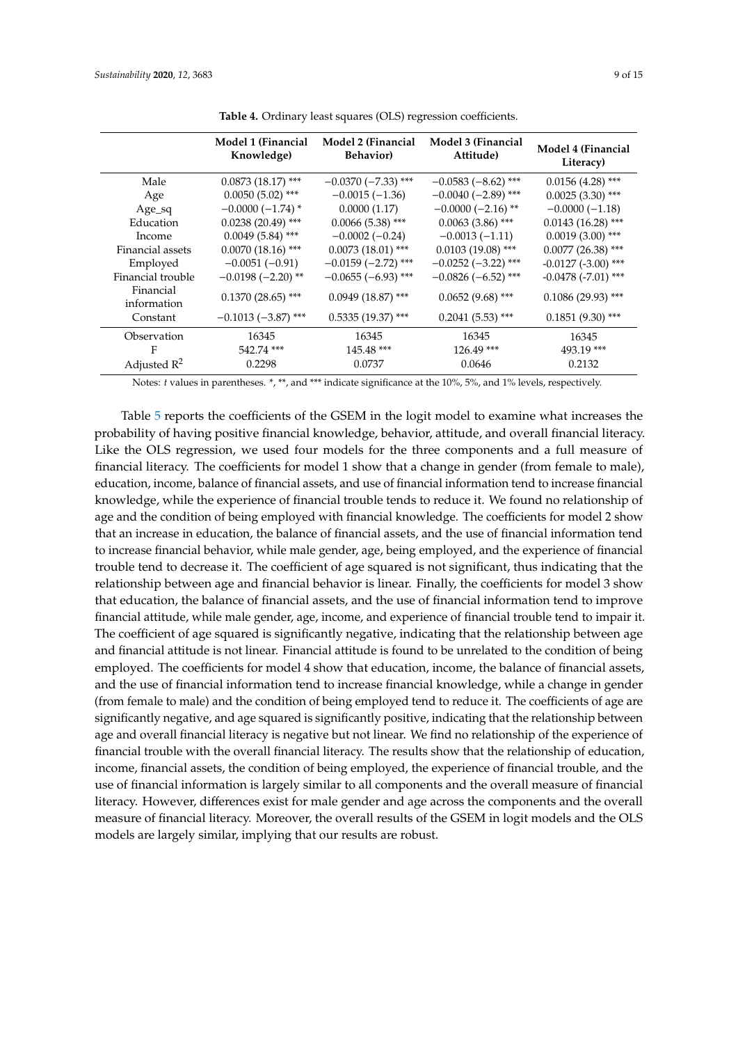**Table 4.** Ordinary least squares (OLS) regression coefficients.

| | Model 1 (Financial Knowledge) | Model 2 (Financial Behavior) | Model 3 (Financial Attitude) | Model 4 (Financial Literacy) |
|---|---|---|---|---|
| Male | 0.0873 (18.17) *** | −0.0370 (−7.33) *** | −0.0583 (−8.62) *** | 0.0156 (4.28) *** |
| Age | 0.0050 (5.02) *** | −0.0015 (−1.36) | −0.0040 (−2.89) *** | 0.0025 (3.30) *** |
| Age_sq | −0.0000 (−1.74) * | 0.0000 (1.17) | −0.0000 (−2.16) ** | −0.0000 (−1.18) |
| Education | 0.0238 (20.49) *** | 0.0066 (5.38) *** | 0.0063 (3.86) *** | 0.0143 (16.28) *** |
| Income | 0.0049 (5.84) *** | −0.0002 (−0.24) | −0.0013 (−1.11) | 0.0019 (3.00) *** |
| Financial assets | 0.0070 (18.16) *** | 0.0073 (18.01) *** | 0.0103 (19.08) *** | 0.0077 (26.38) *** |
| Employed | −0.0051 (−0.91) | −0.0159 (−2.72) *** | −0.0252 (−3.22) *** | -0.0127 (-3.00) *** |
| Financial trouble | −0.0198 (−2.20) ** | −0.0655 (−6.93) *** | −0.0826 (−6.52) *** | -0.0478 (-7.01) *** |
| Financial information | 0.1370 (28.65) *** | 0.0949 (18.87) *** | 0.0652 (9.68) *** | 0.1086 (29.93) *** |
| Constant | −0.1013 (−3.87) *** | 0.5335 (19.37) *** | 0.2041 (5.53) *** | 0.1851 (9.30) *** |
| Observation | 16345 | 16345 | 16345 | 16345 |
| F | 542.74 *** | 145.48 *** | 126.49 *** | 493.19 *** |
| Adjusted $R^2$ | 0.2298 | 0.0737 | 0.0646 | 0.2132 |

Notes: *t* values in parentheses. *, **, and *** indicate significance at the 10%, 5%, and 1% levels, respectively.

Table 5 reports the coefficients of the GSEM in the logit model to examine what increases the probability of having positive financial knowledge, behavior, attitude, and overall financial literacy. Like the OLS regression, we used four models for the three components and a full measure of financial literacy. The coefficients for model 1 show that a change in gender (from female to male), education, income, balance of financial assets, and use of financial information tend to increase financial knowledge, while the experience of financial trouble tends to reduce it. We found no relationship of age and the condition of being employed with financial knowledge. The coefficients for model 2 show that an increase in education, the balance of financial assets, and the use of financial information tend to increase financial behavior, while male gender, age, being employed, and the experience of financial trouble tend to decrease it. The coefficient of age squared is not significant, thus indicating that the relationship between age and financial behavior is linear. Finally, the coefficients for model 3 show that education, the balance of financial assets, and the use of financial information tend to improve financial attitude, while male gender, age, income, and experience of financial trouble tend to impair it. The coefficient of age squared is significantly negative, indicating that the relationship between age and financial attitude is not linear. Financial attitude is found to be unrelated to the condition of being employed. The coefficients for model 4 show that education, income, the balance of financial assets, and the use of financial information tend to increase financial knowledge, while a change in gender (from female to male) and the condition of being employed tend to reduce it. The coefficients of age are significantly negative, and age squared is significantly positive, indicating that the relationship between age and overall financial literacy is negative but not linear. We find no relationship of the experience of financial trouble with the overall financial literacy. The results show that the relationship of education, income, financial assets, the condition of being employed, the experience of financial trouble, and the use of financial information is largely similar to all components and the overall measure of financial literacy. However, differences exist for male gender and age across the components and the overall measure of financial literacy. Moreover, the overall results of the GSEM in logit models and the OLS models are largely similar, implying that our results are robust.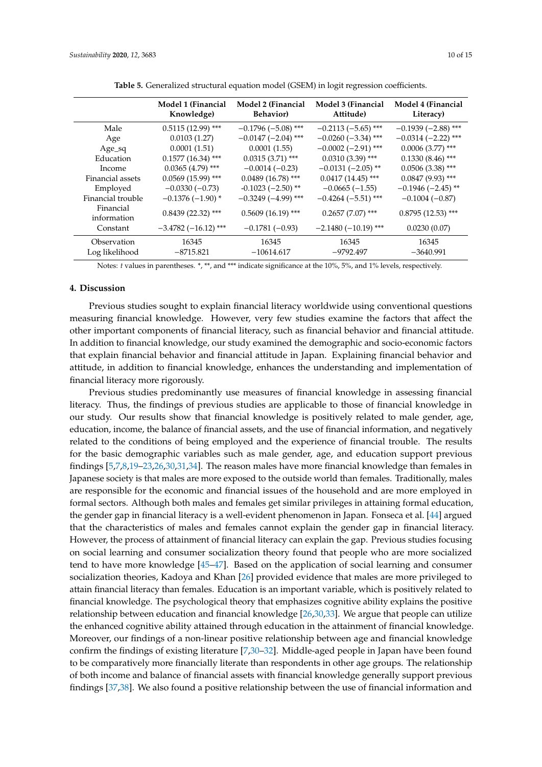**Table 5.** Generalized structural equation model (GSEM) in logit regression coefficients.

| | Model 1 (Financial Knowledge) | Model 2 (Financial Behavior) | Model 3 (Financial Attitude) | Model 4 (Financial Literacy) |
|---|---|---|---|---|
| Male | 0.5115 (12.99) *** | −0.1796 (−5.08) *** | −0.2113 (−5.65) *** | −0.1939 (−2.88) *** |
| Age | 0.0103 (1.27) | −0.0147 (−2.04) *** | −0.0260 (−3.34) *** | −0.0314 (−2.22) *** |
| Age_sq | 0.0001 (1.51) | 0.0001 (1.55) | −0.0002 (−2.91) *** | 0.0006 (3.77) *** |
| Education | 0.1577 (16.34) *** | 0.0315 (3.71) *** | 0.0310 (3.39) *** | 0.1330 (8.46) *** |
| Income | 0.0365 (4.79) *** | −0.0014 (−0.23) | −0.0131 (−2.05) ** | 0.0506 (3.38) *** |
| Financial assets | 0.0569 (15.99) *** | 0.0489 (16.78) *** | 0.0417 (14.45) *** | 0.0847 (9.93) *** |
| Employed | −0.0330 (−0.73) | -0.1023 (−2.50) ** | −0.0665 (−1.55) | −0.1946 (−2.45) ** |
| Financial trouble | −0.1376 (−1.90) * | −0.3249 (−4.99) *** | −0.4264 (−5.51) *** | −0.1004 (−0.87) |
| Financial information | 0.8439 (22.32) *** | 0.5609 (16.19) *** | 0.2657 (7.07) *** | 0.8795 (12.53) *** |
| Constant | −3.4782 (−16.12) *** | −0.1781 (−0.93) | −2.1480 (−10.19) *** | 0.0230 (0.07) |
| Observation | 16345 | 16345 | 16345 | 16345 |
| Log likelihood | −8715.821 | −10614.617 | −9792.497 | −3640.991 |

Notes: *t* values in parentheses. *, **, and *** indicate significance at the 10%, 5%, and 1% levels, respectively.

## 4. Discussion

Previous studies sought to explain financial literacy worldwide using conventional questions measuring financial knowledge. However, very few studies examine the factors that affect the other important components of financial literacy, such as financial behavior and financial attitude. In addition to financial knowledge, our study examined the demographic and socio-economic factors that explain financial behavior and financial attitude in Japan. Explaining financial behavior and attitude, in addition to financial knowledge, enhances the understanding and implementation of financial literacy more rigorously.

Previous studies predominantly use measures of financial knowledge in assessing financial literacy. Thus, the findings of previous studies are applicable to those of financial knowledge in our study. Our results show that financial knowledge is positively related to male gender, age, education, income, the balance of financial assets, and the use of financial information, and negatively related to the conditions of being employed and the experience of financial trouble. The results for the basic demographic variables such as male gender, age, and education support previous findings [5,7,8,19–23,26,30,31,34]. The reason males have more financial knowledge than females in Japanese society is that males are more exposed to the outside world than females. Traditionally, males are responsible for the economic and financial issues of the household and are more employed in formal sectors. Although both males and females get similar privileges in attaining formal education, the gender gap in financial literacy is a well-evident phenomenon in Japan. Fonseca et al. [44] argued that the characteristics of males and females cannot explain the gender gap in financial literacy. However, the process of attainment of financial literacy can explain the gap. Previous studies focusing on social learning and consumer socialization theory found that people who are more socialized tend to have more knowledge [45–47]. Based on the application of social learning and consumer socialization theories, Kadoya and Khan [26] provided evidence that males are more privileged to attain financial literacy than females. Education is an important variable, which is positively related to financial knowledge. The psychological theory that emphasizes cognitive ability explains the positive relationship between education and financial knowledge [26,30,33]. We argue that people can utilize the enhanced cognitive ability attained through education in the attainment of financial knowledge. Moreover, our findings of a non-linear positive relationship between age and financial knowledge confirm the findings of existing literature [7,30–32]. Middle-aged people in Japan have been found to be comparatively more financially literate than respondents in other age groups. The relationship of both income and balance of financial assets with financial knowledge generally support previous findings [37,38]. We also found a positive relationship between the use of financial information and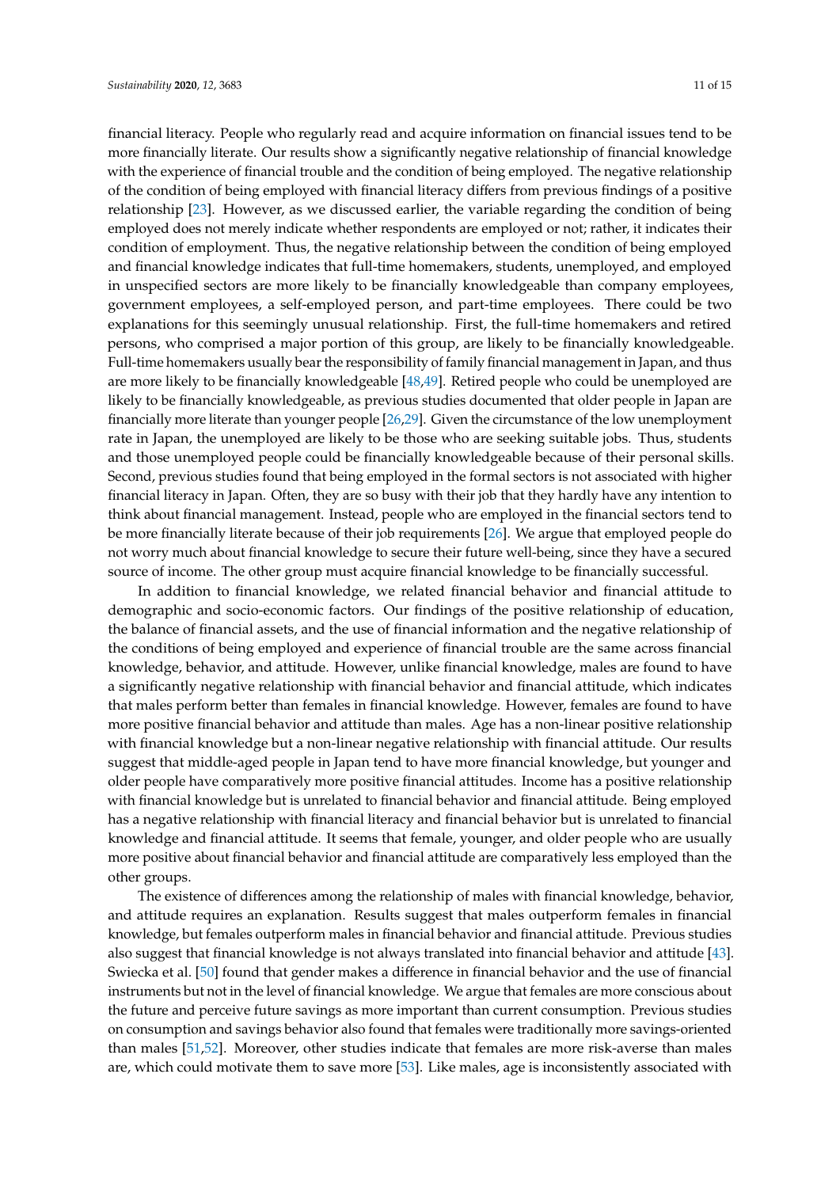financial literacy. People who regularly read and acquire information on financial issues tend to be more financially literate. Our results show a significantly negative relationship of financial knowledge with the experience of financial trouble and the condition of being employed. The negative relationship of the condition of being employed with financial literacy differs from previous findings of a positive relationship [23]. However, as we discussed earlier, the variable regarding the condition of being employed does not merely indicate whether respondents are employed or not; rather, it indicates their condition of employment. Thus, the negative relationship between the condition of being employed and financial knowledge indicates that full-time homemakers, students, unemployed, and employed in unspecified sectors are more likely to be financially knowledgeable than company employees, government employees, a self-employed person, and part-time employees. There could be two explanations for this seemingly unusual relationship. First, the full-time homemakers and retired persons, who comprised a major portion of this group, are likely to be financially knowledgeable. Full-time homemakers usually bear the responsibility of family financial management in Japan, and thus are more likely to be financially knowledgeable [48,49]. Retired people who could be unemployed are likely to be financially knowledgeable, as previous studies documented that older people in Japan are financially more literate than younger people [26,29]. Given the circumstance of the low unemployment rate in Japan, the unemployed are likely to be those who are seeking suitable jobs. Thus, students and those unemployed people could be financially knowledgeable because of their personal skills. Second, previous studies found that being employed in the formal sectors is not associated with higher financial literacy in Japan. Often, they are so busy with their job that they hardly have any intention to think about financial management. Instead, people who are employed in the financial sectors tend to be more financially literate because of their job requirements [26]. We argue that employed people do not worry much about financial knowledge to secure their future well-being, since they have a secured source of income. The other group must acquire financial knowledge to be financially successful.

In addition to financial knowledge, we related financial behavior and financial attitude to demographic and socio-economic factors. Our findings of the positive relationship of education, the balance of financial assets, and the use of financial information and the negative relationship of the conditions of being employed and experience of financial trouble are the same across financial knowledge, behavior, and attitude. However, unlike financial knowledge, males are found to have a significantly negative relationship with financial behavior and financial attitude, which indicates that males perform better than females in financial knowledge. However, females are found to have more positive financial behavior and attitude than males. Age has a non-linear positive relationship with financial knowledge but a non-linear negative relationship with financial attitude. Our results suggest that middle-aged people in Japan tend to have more financial knowledge, but younger and older people have comparatively more positive financial attitudes. Income has a positive relationship with financial knowledge but is unrelated to financial behavior and financial attitude. Being employed has a negative relationship with financial literacy and financial behavior but is unrelated to financial knowledge and financial attitude. It seems that female, younger, and older people who are usually more positive about financial behavior and financial attitude are comparatively less employed than the other groups.

The existence of differences among the relationship of males with financial knowledge, behavior, and attitude requires an explanation. Results suggest that males outperform females in financial knowledge, but females outperform males in financial behavior and financial attitude. Previous studies also suggest that financial knowledge is not always translated into financial behavior and attitude [43]. Swiecka et al. [50] found that gender makes a difference in financial behavior and the use of financial instruments but not in the level of financial knowledge. We argue that females are more conscious about the future and perceive future savings as more important than current consumption. Previous studies on consumption and savings behavior also found that females were traditionally more savings-oriented than males [51,52]. Moreover, other studies indicate that females are more risk-averse than males are, which could motivate them to save more [53]. Like males, age is inconsistently associated with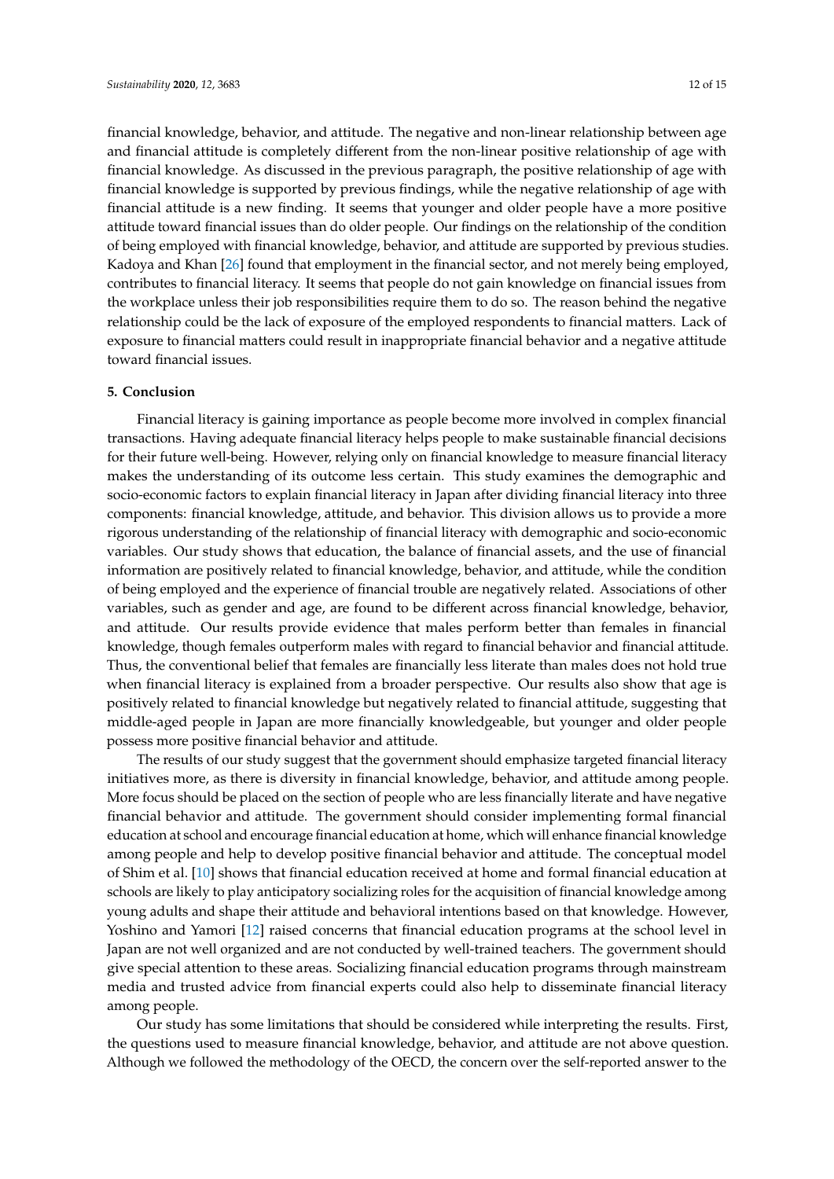financial knowledge, behavior, and attitude. The negative and non-linear relationship between age and financial attitude is completely different from the non-linear positive relationship of age with financial knowledge. As discussed in the previous paragraph, the positive relationship of age with financial knowledge is supported by previous findings, while the negative relationship of age with financial attitude is a new finding. It seems that younger and older people have a more positive attitude toward financial issues than do older people. Our findings on the relationship of the condition of being employed with financial knowledge, behavior, and attitude are supported by previous studies. Kadoya and Khan [26] found that employment in the financial sector, and not merely being employed, contributes to financial literacy. It seems that people do not gain knowledge on financial issues from the workplace unless their job responsibilities require them to do so. The reason behind the negative relationship could be the lack of exposure of the employed respondents to financial matters. Lack of exposure to financial matters could result in inappropriate financial behavior and a negative attitude toward financial issues.

## 5. Conclusion

Financial literacy is gaining importance as people become more involved in complex financial transactions. Having adequate financial literacy helps people to make sustainable financial decisions for their future well-being. However, relying only on financial knowledge to measure financial literacy makes the understanding of its outcome less certain. This study examines the demographic and socio-economic factors to explain financial literacy in Japan after dividing financial literacy into three components: financial knowledge, attitude, and behavior. This division allows us to provide a more rigorous understanding of the relationship of financial literacy with demographic and socio-economic variables. Our study shows that education, the balance of financial assets, and the use of financial information are positively related to financial knowledge, behavior, and attitude, while the condition of being employed and the experience of financial trouble are negatively related. Associations of other variables, such as gender and age, are found to be different across financial knowledge, behavior, and attitude. Our results provide evidence that males perform better than females in financial knowledge, though females outperform males with regard to financial behavior and financial attitude. Thus, the conventional belief that females are financially less literate than males does not hold true when financial literacy is explained from a broader perspective. Our results also show that age is positively related to financial knowledge but negatively related to financial attitude, suggesting that middle-aged people in Japan are more financially knowledgeable, but younger and older people possess more positive financial behavior and attitude.

The results of our study suggest that the government should emphasize targeted financial literacy initiatives more, as there is diversity in financial knowledge, behavior, and attitude among people. More focus should be placed on the section of people who are less financially literate and have negative financial behavior and attitude. The government should consider implementing formal financial education at school and encourage financial education at home, which will enhance financial knowledge among people and help to develop positive financial behavior and attitude. The conceptual model of Shim et al. [10] shows that financial education received at home and formal financial education at schools are likely to play anticipatory socializing roles for the acquisition of financial knowledge among young adults and shape their attitude and behavioral intentions based on that knowledge. However, Yoshino and Yamori [12] raised concerns that financial education programs at the school level in Japan are not well organized and are not conducted by well-trained teachers. The government should give special attention to these areas. Socializing financial education programs through mainstream media and trusted advice from financial experts could also help to disseminate financial literacy among people.

Our study has some limitations that should be considered while interpreting the results. First, the questions used to measure financial knowledge, behavior, and attitude are not above question. Although we followed the methodology of the OECD, the concern over the self-reported answer to the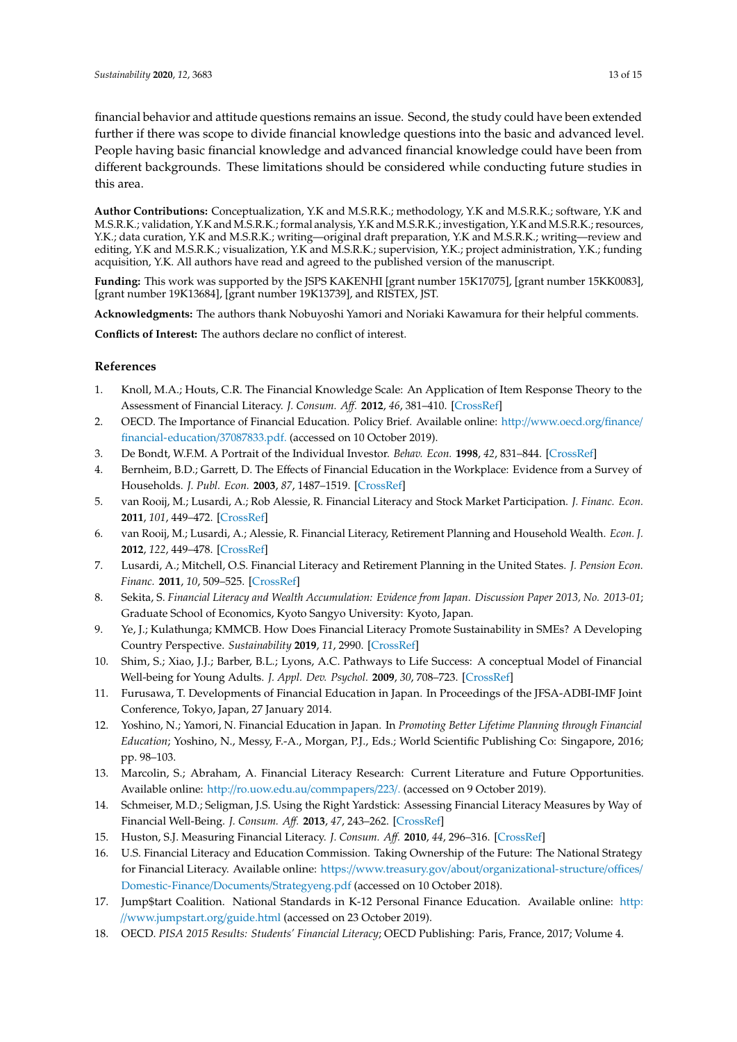financial behavior and attitude questions remains an issue. Second, the study could have been extended further if there was scope to divide financial knowledge questions into the basic and advanced level. People having basic financial knowledge and advanced financial knowledge could have been from different backgrounds. These limitations should be considered while conducting future studies in this area.

**Author Contributions:** Conceptualization, Y.K and M.S.R.K.; methodology, Y.K and M.S.R.K.; software, Y.K and M.S.R.K.; validation, Y.K and M.S.R.K.; formal analysis, Y.K and M.S.R.K.; investigation, Y.K and M.S.R.K.; resources, Y.K.; data curation, Y.K and M.S.R.K.; writing—original draft preparation, Y.K and M.S.R.K.; writing—review and editing, Y.K and M.S.R.K.; visualization, Y.K and M.S.R.K.; supervision, Y.K.; project administration, Y.K.; funding acquisition, Y.K. All authors have read and agreed to the published version of the manuscript.

**Funding:** This work was supported by the JSPS KAKENHI [grant number 15K17075], [grant number 15KK0083], [grant number 19K13684], [grant number 19K13739], and RISTEX, JST.

**Acknowledgments:** The authors thank Nobuyoshi Yamori and Noriaki Kawamura for their helpful comments.

**Conflicts of Interest:** The authors declare no conflict of interest.

## References

1. Knoll, M.A.; Houts, C.R. The Financial Knowledge Scale: An Application of Item Response Theory to the Assessment of Financial Literacy. *J. Consum. Aff.* **2012**, *46*, 381–410. [CrossRef]
2. OECD. The Importance of Financial Education. Policy Brief. Available online: http://www.oecd.org/finance/financial-education/37087833.pdf. (accessed on 10 October 2019).
3. De Bondt, W.F.M. A Portrait of the Individual Investor. *Behav. Econ.* **1998**, *42*, 831–844. [CrossRef]
4. Bernheim, B.D.; Garrett, D. The Effects of Financial Education in the Workplace: Evidence from a Survey of Households. *J. Publ. Econ.* **2003**, *87*, 1487–1519. [CrossRef]
5. van Rooij, M.; Lusardi, A.; Rob Alessie, R. Financial Literacy and Stock Market Participation. *J. Financ. Econ.* **2011**, *101*, 449–472. [CrossRef]
6. van Rooij, M.; Lusardi, A.; Alessie, R. Financial Literacy, Retirement Planning and Household Wealth. *Econ. J.* **2012**, *122*, 449–478. [CrossRef]
7. Lusardi, A.; Mitchell, O.S. Financial Literacy and Retirement Planning in the United States. *J. Pension Econ. Financ.* **2011**, *10*, 509–525. [CrossRef]
8. Sekita, S. *Financial Literacy and Wealth Accumulation: Evidence from Japan. Discussion Paper 2013, No. 2013-01*; Graduate School of Economics, Kyoto Sangyo University: Kyoto, Japan.
9. Ye, J.; Kulathunga; KMMCB. How Does Financial Literacy Promote Sustainability in SMEs? A Developing Country Perspective. *Sustainability* **2019**, *11*, 2990. [CrossRef]
10. Shim, S.; Xiao, J.J.; Barber, B.L.; Lyons, A.C. Pathways to Life Success: A conceptual Model of Financial Well-being for Young Adults. *J. Appl. Dev. Psychol.* **2009**, *30*, 708–723. [CrossRef]
11. Furusawa, T. Developments of Financial Education in Japan. In Proceedings of the JFSA-ADBI-IMF Joint Conference, Tokyo, Japan, 27 January 2014.
12. Yoshino, N.; Yamori, N. Financial Education in Japan. In *Promoting Better Lifetime Planning through Financial Education*; Yoshino, N., Messy, F.-A., Morgan, P.J., Eds.; World Scientific Publishing Co: Singapore, 2016; pp. 98–103.
13. Marcolin, S.; Abraham, A. Financial Literacy Research: Current Literature and Future Opportunities. Available online: http://ro.uow.edu.au/commpapers/223/. (accessed on 9 October 2019).
14. Schmeiser, M.D.; Seligman, J.S. Using the Right Yardstick: Assessing Financial Literacy Measures by Way of Financial Well-Being. *J. Consum. Aff.* **2013**, *47*, 243–262. [CrossRef]
15. Huston, S.J. Measuring Financial Literacy. *J. Consum. Aff.* **2010**, *44*, 296–316. [CrossRef]
16. U.S. Financial Literacy and Education Commission. Taking Ownership of the Future: The National Strategy for Financial Literacy. Available online: https://www.treasury.gov/about/organizational-structure/offices/Domestic-Finance/Documents/Strategyeng.pdf (accessed on 10 October 2018).
17. Jump$tart Coalition. National Standards in K-12 Personal Finance Education. Available online: http://www.jumpstart.org/guide.html (accessed on 23 October 2019).
18. OECD. *PISA 2015 Results: Students' Financial Literacy*; OECD Publishing: Paris, France, 2017; Volume 4.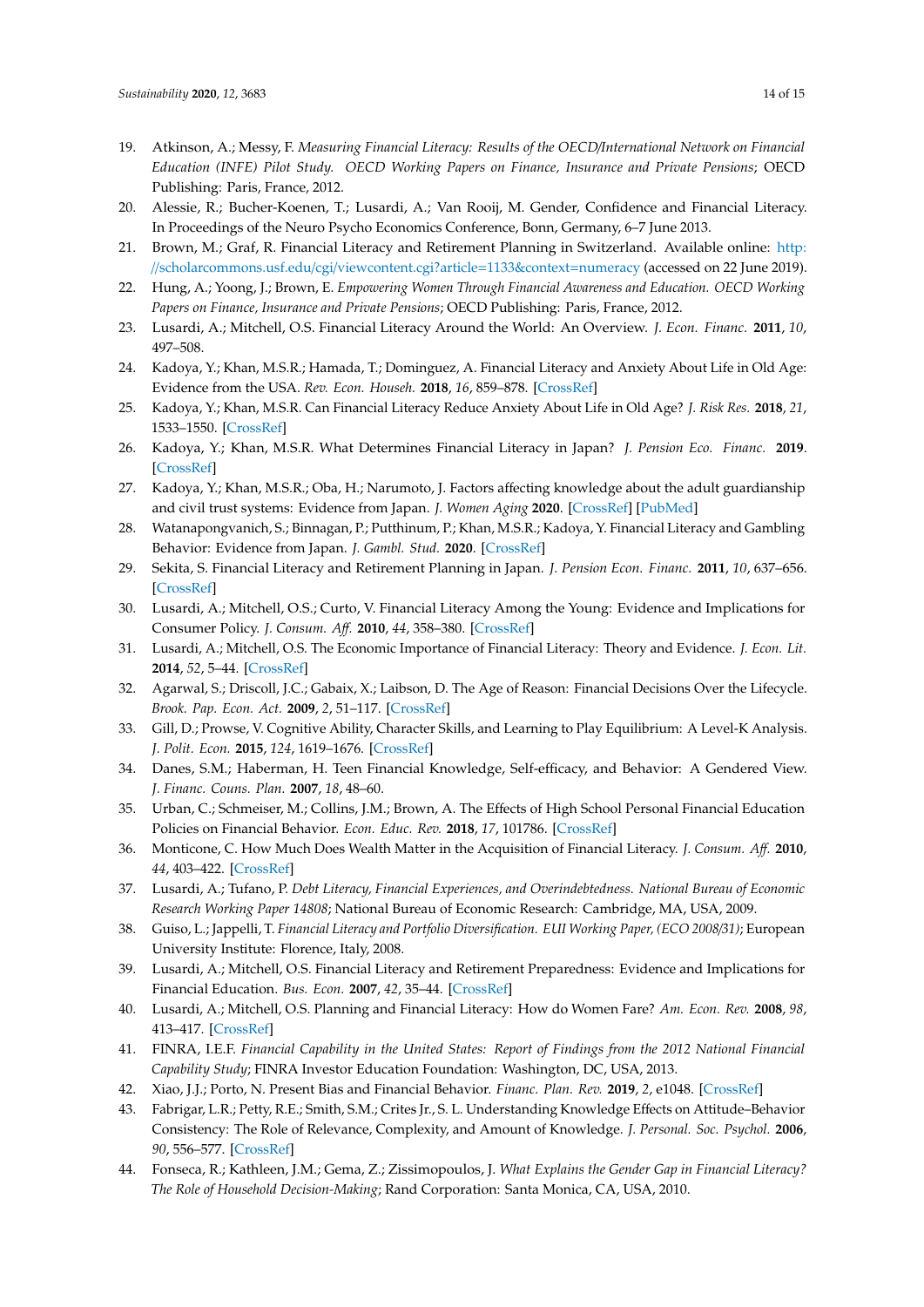19. Atkinson, A.; Messy, F. *Measuring Financial Literacy: Results of the OECD/International Network on Financial Education (INFE) Pilot Study. OECD Working Papers on Finance, Insurance and Private Pensions*; OECD Publishing: Paris, France, 2012.
20. Alessie, R.; Bucher-Koenen, T.; Lusardi, A.; Van Rooij, M. Gender, Confidence and Financial Literacy. In Proceedings of the Neuro Psycho Economics Conference, Bonn, Germany, 6–7 June 2013.
21. Brown, M.; Graf, R. Financial Literacy and Retirement Planning in Switzerland. Available online: http://scholarcommons.usf.edu/cgi/viewcontent.cgi?article=1133&context=numeracy (accessed on 22 June 2019).
22. Hung, A.; Yoong, J.; Brown, E. *Empowering Women Through Financial Awareness and Education. OECD Working Papers on Finance, Insurance and Private Pensions*; OECD Publishing: Paris, France, 2012.
23. Lusardi, A.; Mitchell, O.S. Financial Literacy Around the World: An Overview. *J. Econ. Financ.* **2011**, *10*, 497–508.
24. Kadoya, Y.; Khan, M.S.R.; Hamada, T.; Dominguez, A. Financial Literacy and Anxiety About Life in Old Age: Evidence from the USA. *Rev. Econ. Househ.* **2018**, *16*, 859–878. [CrossRef]
25. Kadoya, Y.; Khan, M.S.R. Can Financial Literacy Reduce Anxiety About Life in Old Age? *J. Risk Res.* **2018**, *21*, 1533–1550. [CrossRef]
26. Kadoya, Y.; Khan, M.S.R. What Determines Financial Literacy in Japan? *J. Pension Eco. Financ.* **2019**. [CrossRef]
27. Kadoya, Y.; Khan, M.S.R.; Oba, H.; Narumoto, J. Factors affecting knowledge about the adult guardianship and civil trust systems: Evidence from Japan. *J. Women Aging* **2020**. [CrossRef] [PubMed]
28. Watanapongvanich, S.; Binnagan, P.; Putthinum, P.; Khan, M.S.R.; Kadoya, Y. Financial Literacy and Gambling Behavior: Evidence from Japan. *J. Gambl. Stud.* **2020**. [CrossRef]
29. Sekita, S. Financial Literacy and Retirement Planning in Japan. *J. Pension Econ. Financ.* **2011**, *10*, 637–656. [CrossRef]
30. Lusardi, A.; Mitchell, O.S.; Curto, V. Financial Literacy Among the Young: Evidence and Implications for Consumer Policy. *J. Consum. Aff.* **2010**, *44*, 358–380. [CrossRef]
31. Lusardi, A.; Mitchell, O.S. The Economic Importance of Financial Literacy: Theory and Evidence. *J. Econ. Lit.* **2014**, *52*, 5–44. [CrossRef]
32. Agarwal, S.; Driscoll, J.C.; Gabaix, X.; Laibson, D. The Age of Reason: Financial Decisions Over the Lifecycle. *Brook. Pap. Econ. Act.* **2009**, *2*, 51–117. [CrossRef]
33. Gill, D.; Prowse, V. Cognitive Ability, Character Skills, and Learning to Play Equilibrium: A Level-K Analysis. *J. Polit. Econ.* **2015**, *124*, 1619–1676. [CrossRef]
34. Danes, S.M.; Haberman, H. Teen Financial Knowledge, Self-efficacy, and Behavior: A Gendered View. *J. Financ. Couns. Plan.* **2007**, *18*, 48–60.
35. Urban, C.; Schmeiser, M.; Collins, J.M.; Brown, A. The Effects of High School Personal Financial Education Policies on Financial Behavior. *Econ. Educ. Rev.* **2018**, *17*, 101786. [CrossRef]
36. Monticone, C. How Much Does Wealth Matter in the Acquisition of Financial Literacy. *J. Consum. Aff.* **2010**, *44*, 403–422. [CrossRef]
37. Lusardi, A.; Tufano, P. *Debt Literacy, Financial Experiences, and Overindebtedness. National Bureau of Economic Research Working Paper 14808*; National Bureau of Economic Research: Cambridge, MA, USA, 2009.
38. Guiso, L.; Jappelli, T. *Financial Literacy and Portfolio Diversification. EUI Working Paper, (ECO 2008/31)*; European University Institute: Florence, Italy, 2008.
39. Lusardi, A.; Mitchell, O.S. Financial Literacy and Retirement Preparedness: Evidence and Implications for Financial Education. *Bus. Econ.* **2007**, *42*, 35–44. [CrossRef]
40. Lusardi, A.; Mitchell, O.S. Planning and Financial Literacy: How do Women Fare? *Am. Econ. Rev.* **2008**, *98*, 413–417. [CrossRef]
41. FINRA, I.E.F. *Financial Capability in the United States: Report of Findings from the 2012 National Financial Capability Study*; FINRA Investor Education Foundation: Washington, DC, USA, 2013.
42. Xiao, J.J.; Porto, N. Present Bias and Financial Behavior. *Financ. Plan. Rev.* **2019**, *2*, e1048. [CrossRef]
43. Fabrigar, L.R.; Petty, R.E.; Smith, S.M.; Crites Jr., S. L. Understanding Knowledge Effects on Attitude–Behavior Consistency: The Role of Relevance, Complexity, and Amount of Knowledge. *J. Personal. Soc. Psychol.* **2006**, *90*, 556–577. [CrossRef]
44. Fonseca, R.; Kathleen, J.M.; Gema, Z.; Zissimopoulos, J. *What Explains the Gender Gap in Financial Literacy? The Role of Household Decision-Making*; Rand Corporation: Santa Monica, CA, USA, 2010.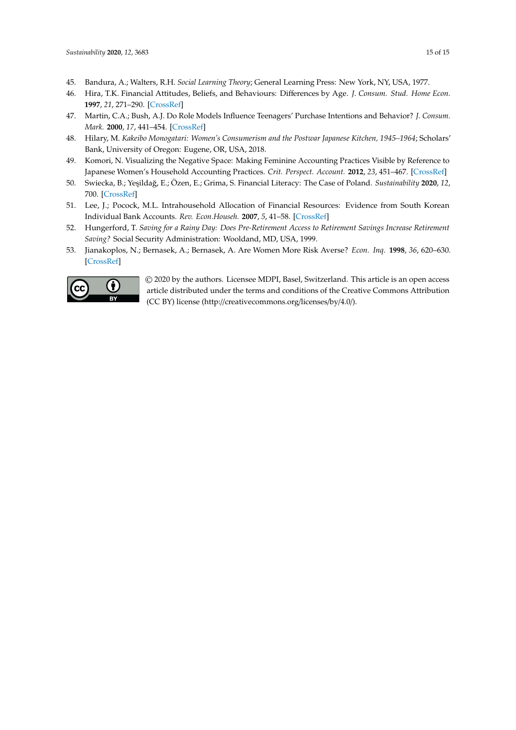45. Bandura, A.; Walters, R.H. *Social Learning Theory*; General Learning Press: New York, NY, USA, 1977.
46. Hira, T.K. Financial Attitudes, Beliefs, and Behaviours: Differences by Age. *J. Consum. Stud. Home Econ.* **1997**, *21*, 271–290. [CrossRef]
47. Martin, C.A.; Bush, A.J. Do Role Models Influence Teenagers' Purchase Intentions and Behavior? *J. Consum. Mark.* **2000**, *17*, 441–454. [CrossRef]
48. Hilary, M. *Kakeibo Monogatari: Women's Consumerism and the Postwar Japanese Kitchen, 1945–1964*; Scholars' Bank, University of Oregon: Eugene, OR, USA, 2018.
49. Komori, N. Visualizing the Negative Space: Making Feminine Accounting Practices Visible by Reference to Japanese Women's Household Accounting Practices. *Crit. Perspect. Account.* **2012**, *23*, 451–467. [CrossRef]
50. Swiecka, B.; Yeşildağ, E.; Özen, E.; Grima, S. Financial Literacy: The Case of Poland. *Sustainability* **2020**, *12*, 700. [CrossRef]
51. Lee, J.; Pocock, M.L. Intrahousehold Allocation of Financial Resources: Evidence from South Korean Individual Bank Accounts. *Rev. Econ.Househ.* **2007**, *5*, 41–58. [CrossRef]
52. Hungerford, T. *Saving for a Rainy Day: Does Pre-Retirement Access to Retirement Savings Increase Retirement Saving?* Social Security Administration: Wooldand, MD, USA, 1999.
53. Jianakoplos, N.; Bernasek, A.; Bernasek, A. Are Women More Risk Averse? *Econ. Inq.* **1998**, *36*, 620–630. [CrossRef]

© 2020 by the authors. Licensee MDPI, Basel, Switzerland. This article is an open access article distributed under the terms and conditions of the Creative Commons Attribution (CC BY) license (http://creativecommons.org/licenses/by/4.0/).